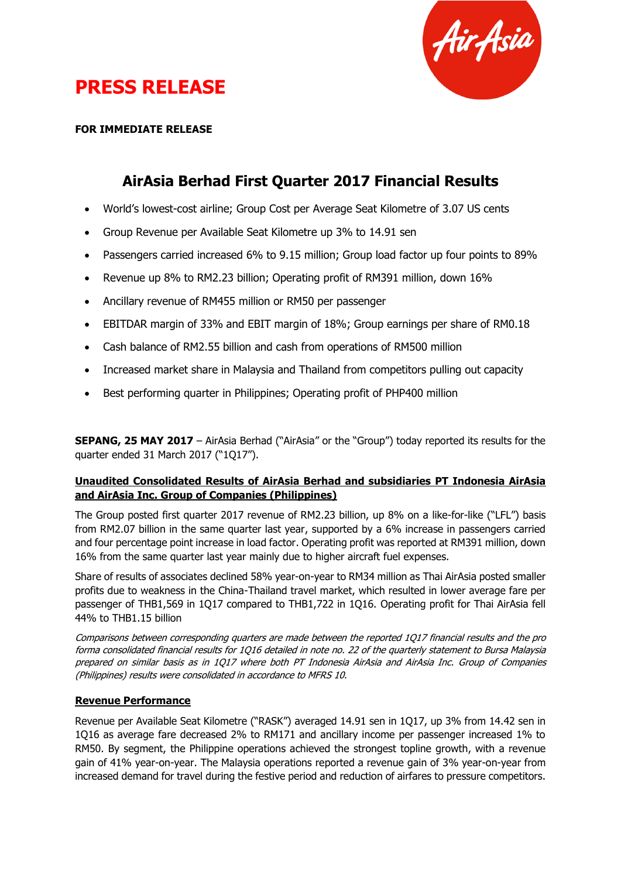# PRESS RELEASE

**FOR IMMEDIATE RELEASE**

## AirAsia Berhad First Quarter 2017 Financial Results

- World's lowest-cost airline; Group Cost per Average Seat Kilometre of 3.07 US cents
- Group Revenue per Available Seat Kilometre up 3% to 14.91 sen
- Passengers carried increased 6% to 9.15 million; Group load factor up four points to 89%
- Revenue up 8% to RM2.23 billion; Operating profit of RM391 million, down 16%
- Ancillary revenue of RM455 million or RM50 per passenger
- EBITDAR margin of 33% and EBIT margin of 18%; Group earnings per share of RM0.18
- Cash balance of RM2.55 billion and cash from operations of RM500 million
- Increased market share in Malaysia and Thailand from competitors pulling out capacity
- Best performing quarter in Philippines; Operating profit of PHP400 million

**SEPANG, 25 MAY 2017** – AirAsia Berhad ("AirAsia" or the "Group") today reported its results for the quarter ended 31 March 2017 ("1Q17").

**Unaudited Consolidated Results of AirAsia Berhad and subsidiaries PT Indonesia AirAsia and AirAsia Inc. Group of Companies (Philippines)**

The Group posted first quarter 2017 revenue of RM2.23 billion, up 8% on a like-for-like ("LFL") basis from RM2.07 billion in the same quarter last year, supported by a 6% increase in passengers carried and four percentage point increase in load factor. Operating profit was reported at RM391 million, down 16% from the same quarter last year mainly due to higher aircraft fuel expenses.

Share of results of associates declined 58% year-on-year to RM34 million as Thai AirAsia posted smaller profits due to weakness in the China-Thailand travel market, which resulted in lower average fare per passenger of THB1,569 in 1Q17 compared to THB1,722 in 1Q16. Operating profit for Thai AirAsia fell 44% to THB1.15 billion

*Comparisons between corresponding quarters are made between the reported 1Q17 financial results and the pro forma consolidated financial results for 1Q16 detailed in note no. 22 of the quarterly statement to Bursa Malaysia prepared on similar basis as in 1Q17 where both PT Indonesia AirAsia and AirAsia Inc. Group of Companies (Philippines) results were consolidated in accordance to MFRS 10.*

**Revenue Performance**

Revenue per Available Seat Kilometre ("RASK") averaged 14.91 sen in 1Q17, up 3% from 14.42 sen in 1Q16 as average fare decreased 2% to RM171 and ancillary income per passenger increased 1% to RM50. By segment, the Philippine operations achieved the strongest topline growth, with a revenue gain of 41% year-on-year. The Malaysia operations reported a revenue gain of 3% year-on-year from increased demand for travel during the festive period and reduction of airfares to pressure competitors.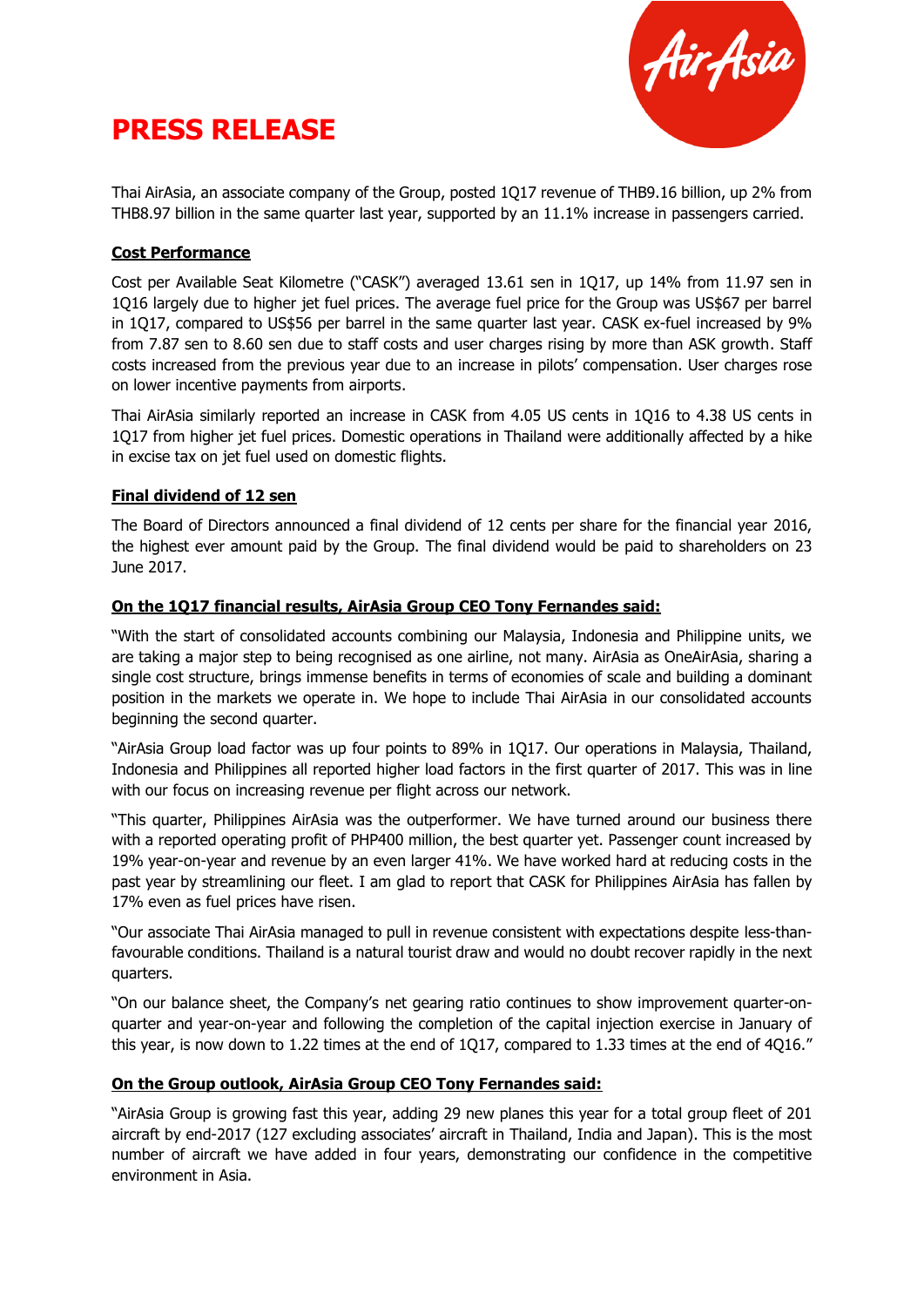# PRESS RELEASE

Thai AirAsia, an associate company of the Group, posted 1Q17 revenue of THB9.16 billion, up 2% from THB8.97 billion in the same quarter last year, supported by an 11.1% increase in passengers carried.

**Cost Performance**

Cost per Available Seat Kilometre ("CASK") averaged 13.61 sen in 1Q17, up 14% from 11.97 sen in 1Q16 largely due to higher jet fuel prices. The average fuel price for the Group was US$67 per barrel in 1Q17, compared to US$56 per barrel in the same quarter last year. CASK ex-fuel increased by 9% from 7.87 sen to 8.60 sen due to staff costs and user charges rising by more than ASK growth. Staff costs increased from the previous year due to an increase in pilots' compensation. User charges rose on lower incentive payments from airports.

Thai AirAsia similarly reported an increase in CASK from 4.05 US cents in 1Q16 to 4.38 US cents in 1Q17 from higher jet fuel prices. Domestic operations in Thailand were additionally affected by a hike in excise tax on jet fuel used on domestic flights.

**Final dividend of 12 sen**

The Board of Directors announced a final dividend of 12 cents per share for the financial year 2016, the highest ever amount paid by the Group. The final dividend would be paid to shareholders on 23 June 2017.

**On the 1Q17 financial results, AirAsia Group CEO Tony Fernandes said:**

"With the start of consolidated accounts combining our Malaysia, Indonesia and Philippine units, we are taking a major step to being recognised as one airline, not many. AirAsia as OneAirAsia, sharing a single cost structure, brings immense benefits in terms of economies of scale and building a dominant position in the markets we operate in. We hope to include Thai AirAsia in our consolidated accounts beginning the second quarter.

"AirAsia Group load factor was up four points to 89% in 1Q17. Our operations in Malaysia, Thailand, Indonesia and Philippines all reported higher load factors in the first quarter of 2017. This was in line with our focus on increasing revenue per flight across our network.

"This quarter, Philippines AirAsia was the outperformer. We have turned around our business there with a reported operating profit of PHP400 million, the best quarter yet. Passenger count increased by 19% year-on-year and revenue by an even larger 41%. We have worked hard at reducing costs in the past year by streamlining our fleet. I am glad to report that CASK for Philippines AirAsia has fallen by 17% even as fuel prices have risen.

"Our associate Thai AirAsia managed to pull in revenue consistent with expectations despite less-than-favourable conditions. Thailand is a natural tourist draw and would no doubt recover rapidly in the next quarters.

"On our balance sheet, the Company's net gearing ratio continues to show improvement quarter-on-quarter and year-on-year and following the completion of the capital injection exercise in January of this year, is now down to 1.22 times at the end of 1Q17, compared to 1.33 times at the end of 4Q16."

**On the Group outlook, AirAsia Group CEO Tony Fernandes said:**

"AirAsia Group is growing fast this year, adding 29 new planes this year for a total group fleet of 201 aircraft by end-2017 (127 excluding associates' aircraft in Thailand, India and Japan). This is the most number of aircraft we have added in four years, demonstrating our confidence in the competitive environment in Asia.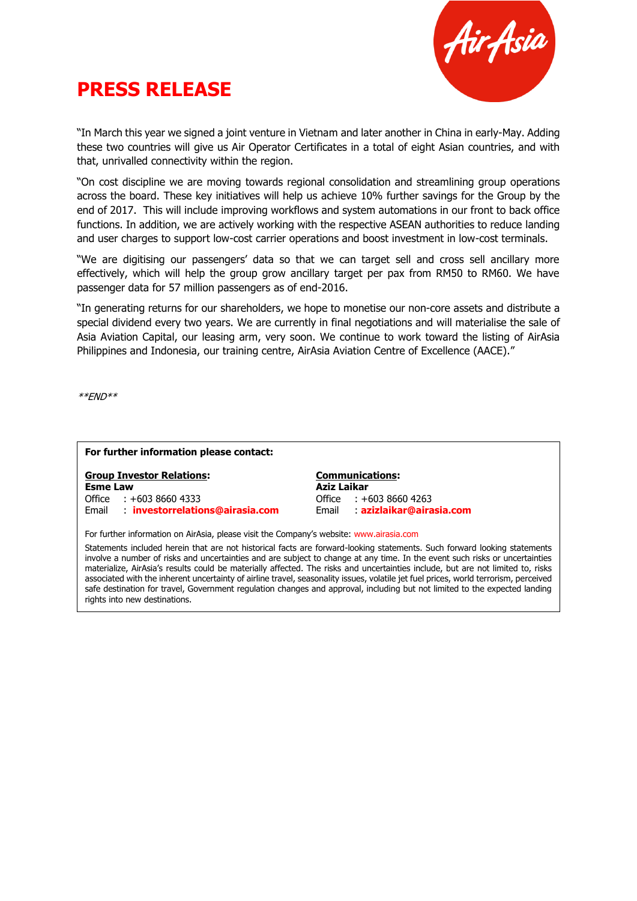# PRESS RELEASE

"In March this year we signed a joint venture in Vietnam and later another in China in early-May. Adding these two countries will give us Air Operator Certificates in a total of eight Asian countries, and with that, unrivalled connectivity within the region.

"On cost discipline we are moving towards regional consolidation and streamlining group operations across the board. These key initiatives will help us achieve 10% further savings for the Group by the end of 2017. This will include improving workflows and system automations in our front to back office functions. In addition, we are actively working with the respective ASEAN authorities to reduce landing and user charges to support low-cost carrier operations and boost investment in low-cost terminals.

"We are digitising our passengers' data so that we can target sell and cross sell ancillary more effectively, which will help the group grow ancillary target per pax from RM50 to RM60. We have passenger data for 57 million passengers as of end-2016.

"In generating returns for our shareholders, we hope to monetise our non-core assets and distribute a special dividend every two years. We are currently in final negotiations and will materialise the sale of Asia Aviation Capital, our leasing arm, very soon. We continue to work toward the listing of AirAsia Philippines and Indonesia, our training centre, AirAsia Aviation Centre of Excellence (AACE)."

*\*\*END\*\**

**For further information please contact:**

**Group Investor Relations:**
**Esme Law**
Office : +603 8660 4333
Email : **investorrelations@airasia.com**

**Communications:**
**Aziz Laikar**
Office : +603 8660 4263
Email : **azizlaikar@airasia.com**

For further information on AirAsia, please visit the Company's website: www.airasia.com

Statements included herein that are not historical facts are forward-looking statements. Such forward looking statements involve a number of risks and uncertainties and are subject to change at any time. In the event such risks or uncertainties materialize, AirAsia's results could be materially affected. The risks and uncertainties include, but are not limited to, risks associated with the inherent uncertainty of airline travel, seasonality issues, volatile jet fuel prices, world terrorism, perceived safe destination for travel, Government regulation changes and approval, including but not limited to the expected landing rights into new destinations.